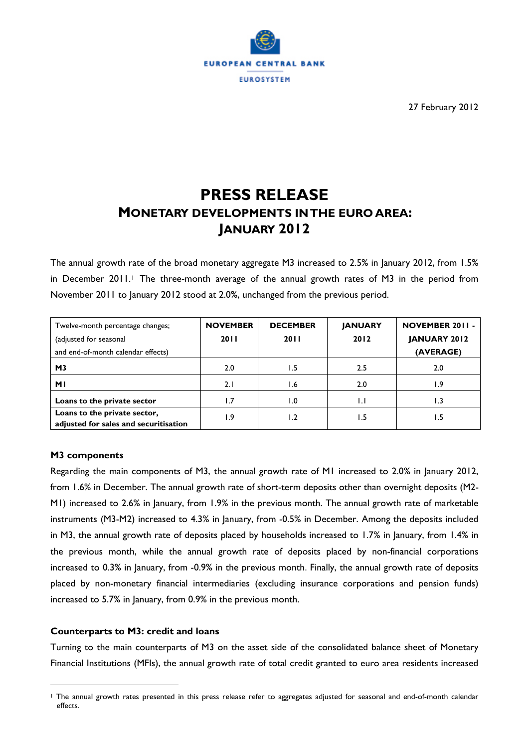27 February 2012

# PRESS RELEASE

## MONETARY DEVELOPMENTS IN THE EURO AREA: JANUARY 2012

The annual growth rate of the broad monetary aggregate M3 increased to 2.5% in January 2012, from 1.5% in December 2011.[1] The three-month average of the annual growth rates of M3 in the period from November 2011 to January 2012 stood at 2.0%, unchanged from the previous period.

| Twelve-month percentage changes; (adjusted for seasonal and end-of-month calendar effects) | NOVEMBER 2011 | DECEMBER 2011 | JANUARY 2012 | NOVEMBER 2011 - JANUARY 2012 (AVERAGE) |
|---|---|---|---|---|
| **M3** | 2.0 | 1.5 | 2.5 | 2.0 |
| **M1** | 2.1 | 1.6 | 2.0 | 1.9 |
| **Loans to the private sector** | 1.7 | 1.0 | 1.1 | 1.3 |
| **Loans to the private sector, adjusted for sales and securitisation** | 1.9 | 1.2 | 1.5 | 1.5 |

### M3 components

Regarding the main components of M3, the annual growth rate of M1 increased to 2.0% in January 2012, from 1.6% in December. The annual growth rate of short-term deposits other than overnight deposits (M2-M1) increased to 2.6% in January, from 1.9% in the previous month. The annual growth rate of marketable instruments (M3-M2) increased to 4.3% in January, from -0.5% in December. Among the deposits included in M3, the annual growth rate of deposits placed by households increased to 1.7% in January, from 1.4% in the previous month, while the annual growth rate of deposits placed by non-financial corporations increased to 0.3% in January, from -0.9% in the previous month. Finally, the annual growth rate of deposits placed by non-monetary financial intermediaries (excluding insurance corporations and pension funds) increased to 5.7% in January, from 0.9% in the previous month.

### Counterparts to M3: credit and loans

Turning to the main counterparts of M3 on the asset side of the consolidated balance sheet of Monetary Financial Institutions (MFIs), the annual growth rate of total credit granted to euro area residents increased

[1] The annual growth rates presented in this press release refer to aggregates adjusted for seasonal and end-of-month calendar effects.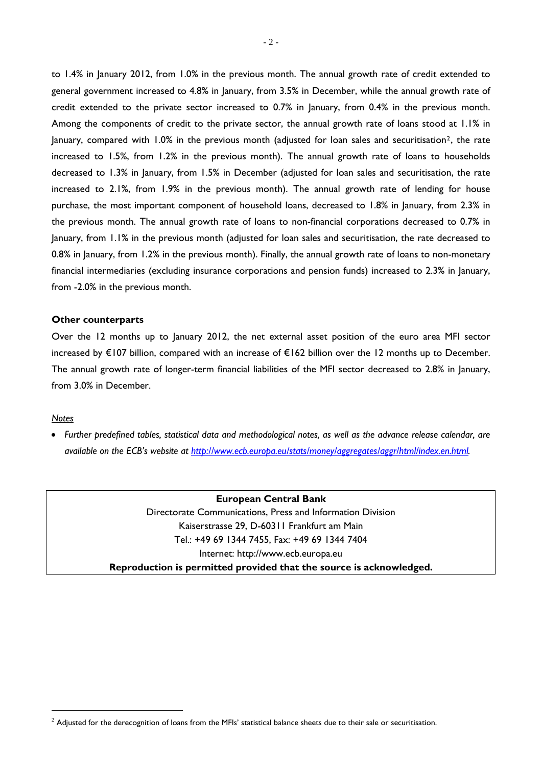to 1.4% in January 2012, from 1.0% in the previous month. The annual growth rate of credit extended to general government increased to 4.8% in January, from 3.5% in December, while the annual growth rate of credit extended to the private sector increased to 0.7% in January, from 0.4% in the previous month. Among the components of credit to the private sector, the annual growth rate of loans stood at 1.1% in January, compared with 1.0% in the previous month (adjusted for loan sales and securitisation[2], the rate increased to 1.5%, from 1.2% in the previous month). The annual growth rate of loans to households decreased to 1.3% in January, from 1.5% in December (adjusted for loan sales and securitisation, the rate increased to 2.1%, from 1.9% in the previous month). The annual growth rate of lending for house purchase, the most important component of household loans, decreased to 1.8% in January, from 2.3% in the previous month. The annual growth rate of loans to non-financial corporations decreased to 0.7% in January, from 1.1% in the previous month (adjusted for loan sales and securitisation, the rate decreased to 0.8% in January, from 1.2% in the previous month). Finally, the annual growth rate of loans to non-monetary financial intermediaries (excluding insurance corporations and pension funds) increased to 2.3% in January, from -2.0% in the previous month.

**Other counterparts**

Over the 12 months up to January 2012, the net external asset position of the euro area MFI sector increased by €107 billion, compared with an increase of €162 billion over the 12 months up to December. The annual growth rate of longer-term financial liabilities of the MFI sector decreased to 2.8% in January, from 3.0% in December.

*Notes*

- *Further predefined tables, statistical data and methodological notes, as well as the advance release calendar, are available on the ECB's website at [http://www.ecb.europa.eu/stats/money/aggregates/aggr/html/index.en.html](http://www.ecb.europa.eu/stats/money/aggregates/aggr/html/index.en.html).*

**European Central Bank**
Directorate Communications, Press and Information Division
Kaiserstrasse 29, D-60311 Frankfurt am Main
Tel.: +49 69 1344 7455, Fax: +49 69 1344 7404
Internet: http://www.ecb.europa.eu
**Reproduction is permitted provided that the source is acknowledged.**

[2] Adjusted for the derecognition of loans from the MFIs' statistical balance sheets due to their sale or securitisation.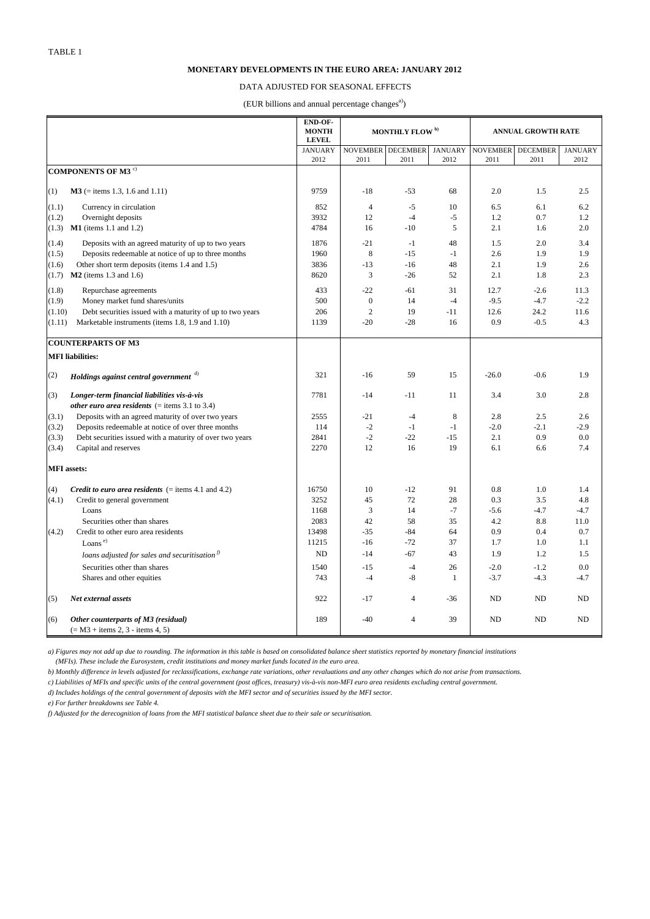TABLE 1

**MONETARY DEVELOPMENTS IN THE EURO AREA: JANUARY 2012**

DATA ADJUSTED FOR SEASONAL EFFECTS

(EUR billions and annual percentage changes[a)])

| | | END-OF-MONTH LEVEL | MONTHLY FLOW [b)] | | | ANNUAL GROWTH RATE | | |
|---|---|---|---|---|---|---|---|---|
| | | JANUARY 2012 | NOVEMBER 2011 | DECEMBER 2011 | JANUARY 2012 | NOVEMBER 2011 | DECEMBER 2011 | JANUARY 2012 |
| **COMPONENTS OF M3** [c)] | | | | | | | | |
| (1) | **M3** (= items 1.3, 1.6 and 1.11) | 9759 | -18 | -53 | 68 | 2.0 | 1.5 | 2.5 |
| (1.1) | Currency in circulation | 852 | 4 | -5 | 10 | 6.5 | 6.1 | 6.2 |
| (1.2) | Overnight deposits | 3932 | 12 | -4 | -5 | 1.2 | 0.7 | 1.2 |
| (1.3) | **M1** (items 1.1 and 1.2) | 4784 | 16 | -10 | 5 | 2.1 | 1.6 | 2.0 |
| (1.4) | Deposits with an agreed maturity of up to two years | 1876 | -21 | -1 | 48 | 1.5 | 2.0 | 3.4 |
| (1.5) | Deposits redeemable at notice of up to three months | 1960 | 8 | -15 | -1 | 2.6 | 1.9 | 1.9 |
| (1.6) | Other short term deposits (items 1.4 and 1.5) | 3836 | -13 | -16 | 48 | 2.1 | 1.9 | 2.6 |
| (1.7) | **M2** (items 1.3 and 1.6) | 8620 | 3 | -26 | 52 | 2.1 | 1.8 | 2.3 |
| (1.8) | Repurchase agreements | 433 | -22 | -61 | 31 | 12.7 | -2.6 | 11.3 |
| (1.9) | Money market fund shares/units | 500 | 0 | 14 | -4 | -9.5 | -4.7 | -2.2 |
| (1.10) | Debt securities issued with a maturity of up to two years | 206 | 2 | 19 | -11 | 12.6 | 24.2 | 11.6 |
| (1.11) | Marketable instruments (items 1.8, 1.9 and 1.10) | 1139 | -20 | -28 | 16 | 0.9 | -0.5 | 4.3 |
| **COUNTERPARTS OF M3** | | | | | | | | |
| **MFI liabilities:** | | | | | | | | |
| (2) | ***Holdings against central government*** [d)] | 321 | -16 | 59 | 15 | -26.0 | -0.6 | 1.9 |
| (3) | ***Longer-term financial liabilities vis-à-vis other euro area residents*** (= items 3.1 to 3.4) | 7781 | -14 | -11 | 11 | 3.4 | 3.0 | 2.8 |
| (3.1) | Deposits with an agreed maturity of over two years | 2555 | -21 | -4 | 8 | 2.8 | 2.5 | 2.6 |
| (3.2) | Deposits redeemable at notice of over three months | 114 | -2 | -1 | -1 | -2.0 | -2.1 | -2.9 |
| (3.3) | Debt securities issued with a maturity of over two years | 2841 | -2 | -22 | -15 | 2.1 | 0.9 | 0.0 |
| (3.4) | Capital and reserves | 2270 | 12 | 16 | 19 | 6.1 | 6.6 | 7.4 |
| **MFI assets:** | | | | | | | | |
| (4) | ***Credit to euro area residents*** (= items 4.1 and 4.2) | 16750 | 10 | -12 | 91 | 0.8 | 1.0 | 1.4 |
| (4.1) | Credit to general government | 3252 | 45 | 72 | 28 | 0.3 | 3.5 | 4.8 |
| | Loans | 1168 | 3 | 14 | -7 | -5.6 | -4.7 | -4.7 |
| | Securities other than shares | 2083 | 42 | 58 | 35 | 4.2 | 8.8 | 11.0 |
| (4.2) | Credit to other euro area residents | 13498 | -35 | -84 | 64 | 0.9 | 0.4 | 0.7 |
| | Loans [e)] | 11215 | -16 | -72 | 37 | 1.7 | 1.0 | 1.1 |
| | *loans adjusted for sales and securitisation* [f)] | ND | -14 | -67 | 43 | 1.9 | 1.2 | 1.5 |
| | Securities other than shares | 1540 | -15 | -4 | 26 | -2.0 | -1.2 | 0.0 |
| | Shares and other equities | 743 | -4 | -8 | 1 | -3.7 | -4.3 | -4.7 |
| (5) | ***Net external assets*** | 922 | -17 | 4 | -36 | ND | ND | ND |
| (6) | ***Other counterparts of M3 (residual)*** (= M3 + items 2, 3 - items 4, 5) | 189 | -40 | 4 | 39 | ND | ND | ND |

*a) Figures may not add up due to rounding. The information in this table is based on consolidated balance sheet statistics reported by monetary financial institutions (MFIs). These include the Eurosystem, credit institutions and money market funds located in the euro area.*

*b) Monthly difference in levels adjusted for reclassifications, exchange rate variations, other revaluations and any other changes which do not arise from transactions.*

*c) Liabilities of MFIs and specific units of the central government (post offices, treasury) vis-à-vis non-MFI euro area residents excluding central government.*

*d) Includes holdings of the central government of deposits with the MFI sector and of securities issued by the MFI sector.*

*e) For further breakdowns see Table 4.*

*f) Adjusted for the derecognition of loans from the MFI statistical balance sheet due to their sale or securitisation.*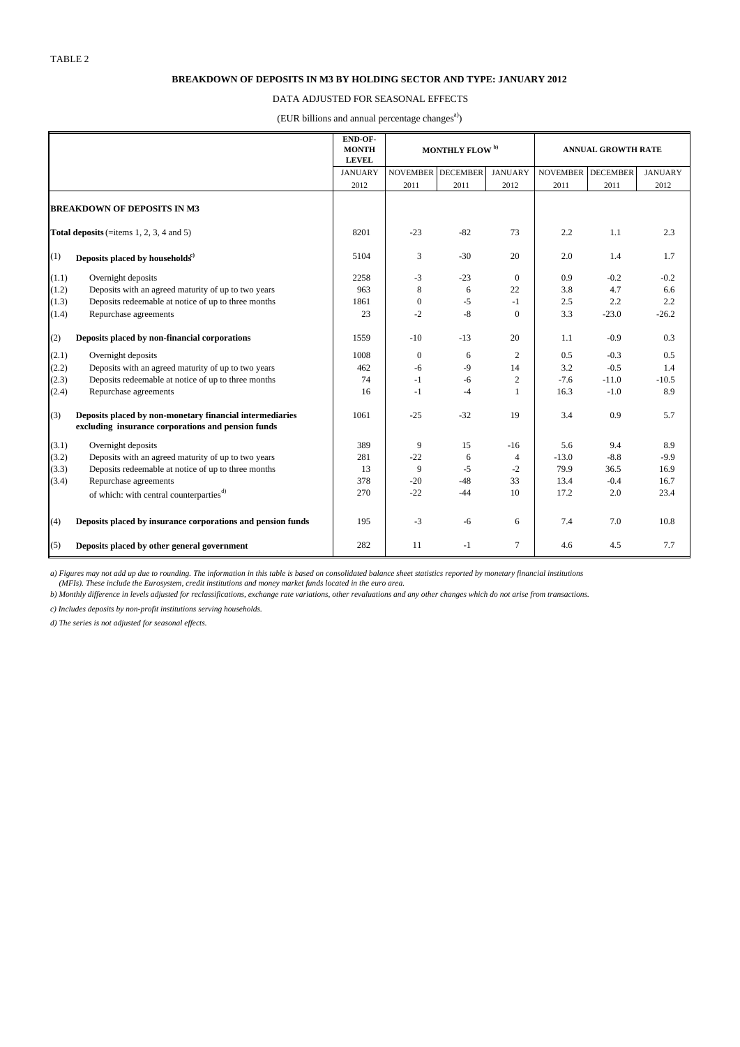TABLE 2

**BREAKDOWN OF DEPOSITS IN M3 BY HOLDING SECTOR AND TYPE: JANUARY 2012**

DATA ADJUSTED FOR SEASONAL EFFECTS

(EUR billions and annual percentage changes[a])

| | | END-OF-MONTH LEVEL | MONTHLY FLOW [b] | | | ANNUAL GROWTH RATE | | |
|---|---|---|---|---|---|---|---|---|
| | | JANUARY 2012 | NOVEMBER 2011 | DECEMBER 2011 | JANUARY 2012 | NOVEMBER 2011 | DECEMBER 2011 | JANUARY 2012 |
| **BREAKDOWN OF DEPOSITS IN M3** | | | | | | | | |
| **Total deposits** (=items 1, 2, 3, 4 and 5) | | 8201 | -23 | -82 | 73 | 2.2 | 1.1 | 2.3 |
| (1) | **Deposits placed by households[c]** | 5104 | 3 | -30 | 20 | 2.0 | 1.4 | 1.7 |
| (1.1) | Overnight deposits | 2258 | -3 | -23 | 0 | 0.9 | -0.2 | -0.2 |
| (1.2) | Deposits with an agreed maturity of up to two years | 963 | 8 | 6 | 22 | 3.8 | 4.7 | 6.6 |
| (1.3) | Deposits redeemable at notice of up to three months | 1861 | 0 | -5 | -1 | 2.5 | 2.2 | 2.2 |
| (1.4) | Repurchase agreements | 23 | -2 | -8 | 0 | 3.3 | -23.0 | -26.2 |
| (2) | **Deposits placed by non-financial corporations** | 1559 | -10 | -13 | 20 | 1.1 | -0.9 | 0.3 |
| (2.1) | Overnight deposits | 1008 | 0 | 6 | 2 | 0.5 | -0.3 | 0.5 |
| (2.2) | Deposits with an agreed maturity of up to two years | 462 | -6 | -9 | 14 | 3.2 | -0.5 | 1.4 |
| (2.3) | Deposits redeemable at notice of up to three months | 74 | -1 | -6 | 2 | -7.6 | -11.0 | -10.5 |
| (2.4) | Repurchase agreements | 16 | -1 | -4 | 1 | 16.3 | -1.0 | 8.9 |
| (3) | **Deposits placed by non-monetary financial intermediaries excluding insurance corporations and pension funds** | 1061 | -25 | -32 | 19 | 3.4 | 0.9 | 5.7 |
| (3.1) | Overnight deposits | 389 | 9 | 15 | -16 | 5.6 | 9.4 | 8.9 |
| (3.2) | Deposits with an agreed maturity of up to two years | 281 | -22 | 6 | 4 | -13.0 | -8.8 | -9.9 |
| (3.3) | Deposits redeemable at notice of up to three months | 13 | 9 | -5 | -2 | 79.9 | 36.5 | 16.9 |
| (3.4) | Repurchase agreements | 378 | -20 | -48 | 33 | 13.4 | -0.4 | 16.7 |
| | of which: with central counterparties[d] | 270 | -22 | -44 | 10 | 17.2 | 2.0 | 23.4 |
| (4) | **Deposits placed by insurance corporations and pension funds** | 195 | -3 | -6 | 6 | 7.4 | 7.0 | 10.8 |
| (5) | **Deposits placed by other general government** | 282 | 11 | -1 | 7 | 4.6 | 4.5 | 7.7 |

*a) Figures may not add up due to rounding. The information in this table is based on consolidated balance sheet statistics reported by monetary financial institutions (MFIs). These include the Eurosystem, credit institutions and money market funds located in the euro area.*

*b) Monthly difference in levels adjusted for reclassifications, exchange rate variations, other revaluations and any other changes which do not arise from transactions.*

*c) Includes deposits by non-profit institutions serving households.*

*d) The series is not adjusted for seasonal effects.*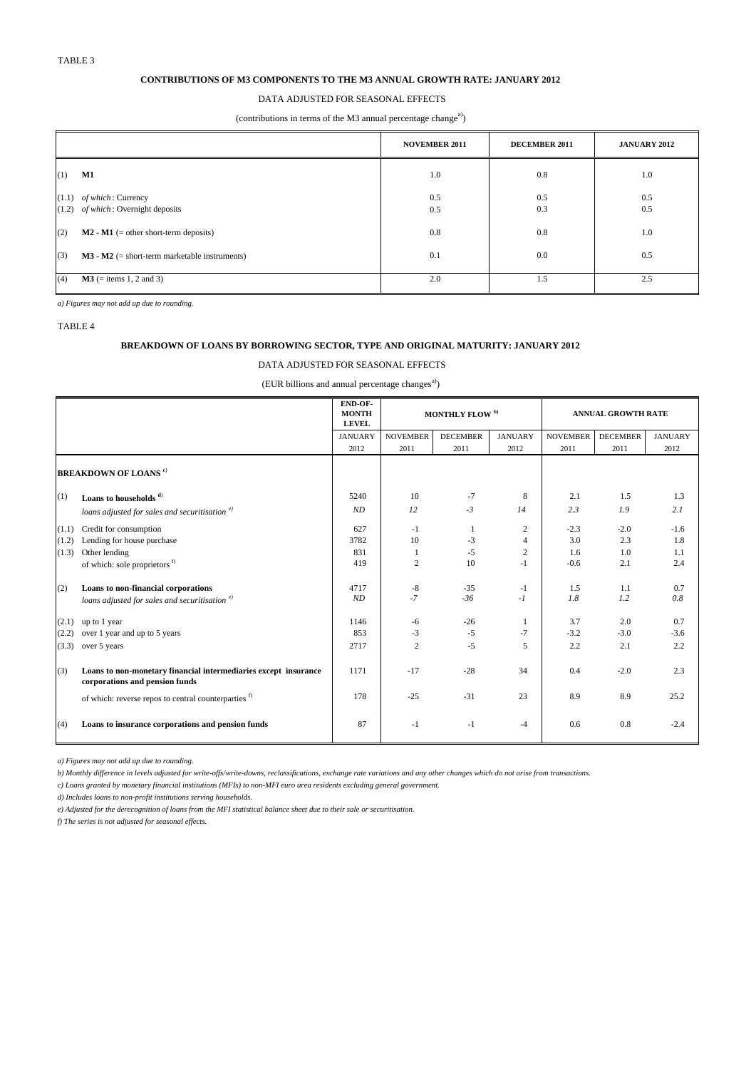TABLE 3

### CONTRIBUTIONS OF M3 COMPONENTS TO THE M3 ANNUAL GROWTH RATE: JANUARY 2012

DATA ADJUSTED FOR SEASONAL EFFECTS

(contributions in terms of the M3 annual percentage change[a])

| | | NOVEMBER 2011 | DECEMBER 2011 | JANUARY 2012 |
|---|---|---|---|---|
| (1) | **M1** | 1.0 | 0.8 | 1.0 |
| (1.1) | *of which*: Currency | 0.5 | 0.5 | 0.5 |
| (1.2) | *of which*: Overnight deposits | 0.5 | 0.3 | 0.5 |
| (2) | **M2 - M1** (= other short-term deposits) | 0.8 | 0.8 | 1.0 |
| (3) | **M3 - M2** (= short-term marketable instruments) | 0.1 | 0.0 | 0.5 |
| (4) | **M3** (= items 1, 2 and 3) | 2.0 | 1.5 | 2.5 |

*a) Figures may not add up due to rounding.*

TABLE 4

### BREAKDOWN OF LOANS BY BORROWING SECTOR, TYPE AND ORIGINAL MATURITY: JANUARY 2012

DATA ADJUSTED FOR SEASONAL EFFECTS

(EUR billions and annual percentage changes[a])

| | | END-OF-MONTH LEVEL | MONTHLY FLOW [b] | | | ANNUAL GROWTH RATE | | |
|---|---|---|---|---|---|---|---|---|
| | | JANUARY 2012 | NOVEMBER 2011 | DECEMBER 2011 | JANUARY 2012 | NOVEMBER 2011 | DECEMBER 2011 | JANUARY 2012 |
| **BREAKDOWN OF LOANS [c]** | | | | | | | | |
| (1) | **Loans to households [d]** | 5240 | 10 | -7 | 8 | 2.1 | 1.5 | 1.3 |
| | *loans adjusted for sales and securitisation [e]* | *ND* | *12* | *-3* | *14* | *2.3* | *1.9* | *2.1* |
| (1.1) | Credit for consumption | 627 | -1 | 1 | 2 | -2.3 | -2.0 | -1.6 |
| (1.2) | Lending for house purchase | 3782 | 10 | -3 | 4 | 3.0 | 2.3 | 1.8 |
| (1.3) | Other lending | 831 | 1 | -5 | 2 | 1.6 | 1.0 | 1.1 |
| | of which: sole proprietors [f] | 419 | 2 | 10 | -1 | -0.6 | 2.1 | 2.4 |
| (2) | **Loans to non-financial corporations** | 4717 | -8 | -35 | -1 | 1.5 | 1.1 | 0.7 |
| | *loans adjusted for sales and securitisation [e]* | *ND* | *-7* | *-36* | *-1* | *1.8* | *1.2* | *0.8* |
| (2.1) | up to 1 year | 1146 | -6 | -26 | 1 | 3.7 | 2.0 | 0.7 |
| (2.2) | over 1 year and up to 5 years | 853 | -3 | -5 | -7 | -3.2 | -3.0 | -3.6 |
| (3.3) | over 5 years | 2717 | 2 | -5 | 5 | 2.2 | 2.1 | 2.2 |
| (3) | **Loans to non-monetary financial intermediaries except insurance corporations and pension funds** | 1171 | -17 | -28 | 34 | 0.4 | -2.0 | 2.3 |
| | of which: reverse repos to central counterparties [f] | 178 | -25 | -31 | 23 | 8.9 | 8.9 | 25.2 |
| (4) | **Loans to insurance corporations and pension funds** | 87 | -1 | -1 | -4 | 0.6 | 0.8 | -2.4 |

*a) Figures may not add up due to rounding.*

*b) Monthly difference in levels adjusted for write-offs/write-downs, reclassifications, exchange rate variations and any other changes which do not arise from transactions.*

*c) Loans granted by monetary financial institutions (MFIs) to non-MFI euro area residents excluding general government.*

*d) Includes loans to non-profit institutions serving households.*

*e) Adjusted for the derecognition of loans from the MFI statistical balance sheet due to their sale or securitisation.*

*f) The series is not adjusted for seasonal effects.*